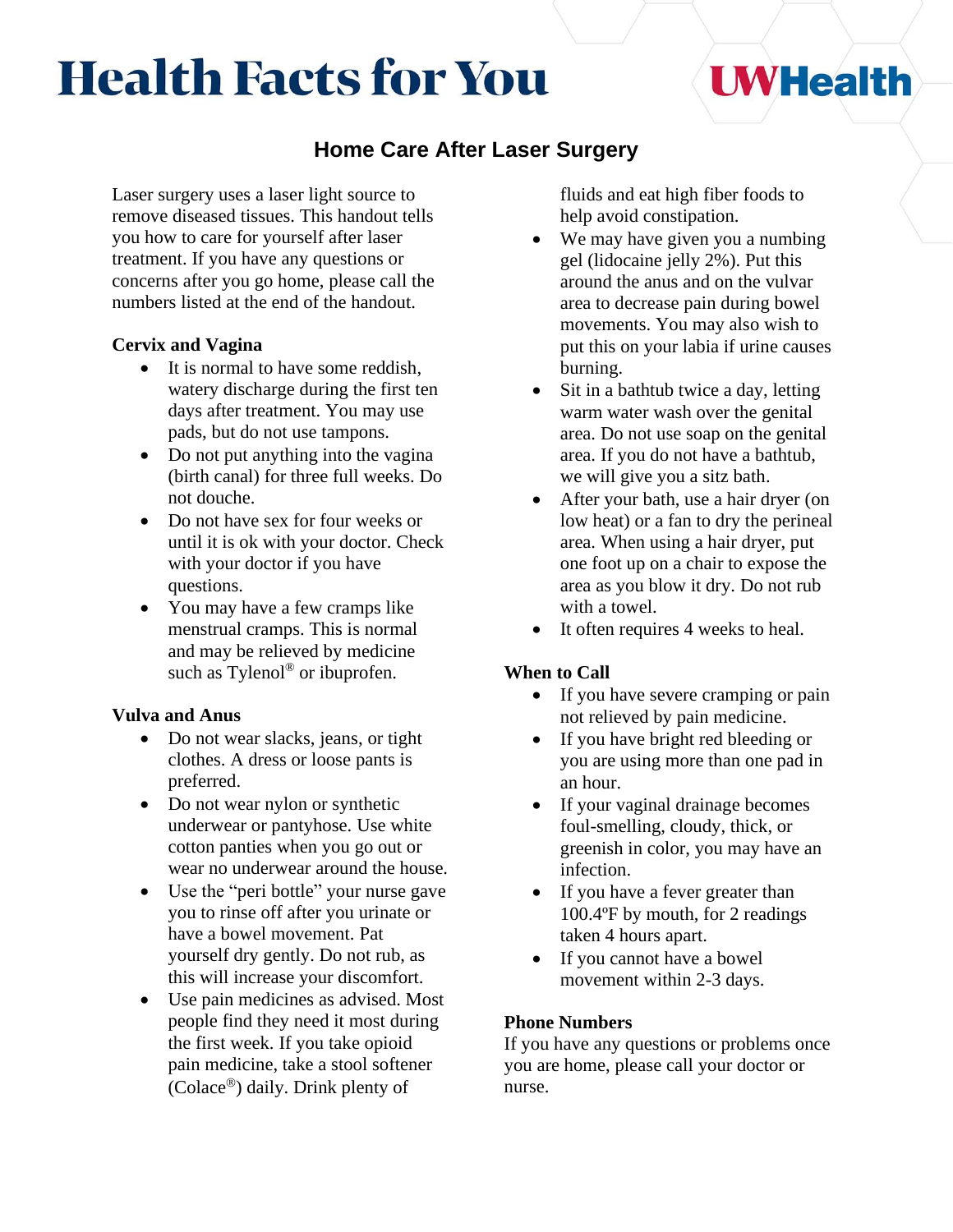# Health Facts for You

UWHealth

## Home Care After Laser Surgery

Laser surgery uses a laser light source to remove diseased tissues. This handout tells you how to care for yourself after laser treatment. If you have any questions or concerns after you go home, please call the numbers listed at the end of the handout.

### Cervix and Vagina

- It is normal to have some reddish, watery discharge during the first ten days after treatment. You may use pads, but do not use tampons.
- Do not put anything into the vagina (birth canal) for three full weeks. Do not douche.
- Do not have sex for four weeks or until it is ok with your doctor. Check with your doctor if you have questions.
- You may have a few cramps like menstrual cramps. This is normal and may be relieved by medicine such as Tylenol® or ibuprofen.

### Vulva and Anus

- Do not wear slacks, jeans, or tight clothes. A dress or loose pants is preferred.
- Do not wear nylon or synthetic underwear or pantyhose. Use white cotton panties when you go out or wear no underwear around the house.
- Use the "peri bottle" your nurse gave you to rinse off after you urinate or have a bowel movement. Pat yourself dry gently. Do not rub, as this will increase your discomfort.
- Use pain medicines as advised. Most people find they need it most during the first week. If you take opioid pain medicine, take a stool softener (Colace®) daily. Drink plenty of fluids and eat high fiber foods to help avoid constipation.
- We may have given you a numbing gel (lidocaine jelly 2%). Put this around the anus and on the vulvar area to decrease pain during bowel movements. You may also wish to put this on your labia if urine causes burning.
- Sit in a bathtub twice a day, letting warm water wash over the genital area. Do not use soap on the genital area. If you do not have a bathtub, we will give you a sitz bath.
- After your bath, use a hair dryer (on low heat) or a fan to dry the perineal area. When using a hair dryer, put one foot up on a chair to expose the area as you blow it dry. Do not rub with a towel.
- It often requires 4 weeks to heal.

### When to Call

- If you have severe cramping or pain not relieved by pain medicine.
- If you have bright red bleeding or you are using more than one pad in an hour.
- If your vaginal drainage becomes foul-smelling, cloudy, thick, or greenish in color, you may have an infection.
- If you have a fever greater than 100.4ºF by mouth, for 2 readings taken 4 hours apart.
- If you cannot have a bowel movement within 2-3 days.

### Phone Numbers

If you have any questions or problems once you are home, please call your doctor or nurse.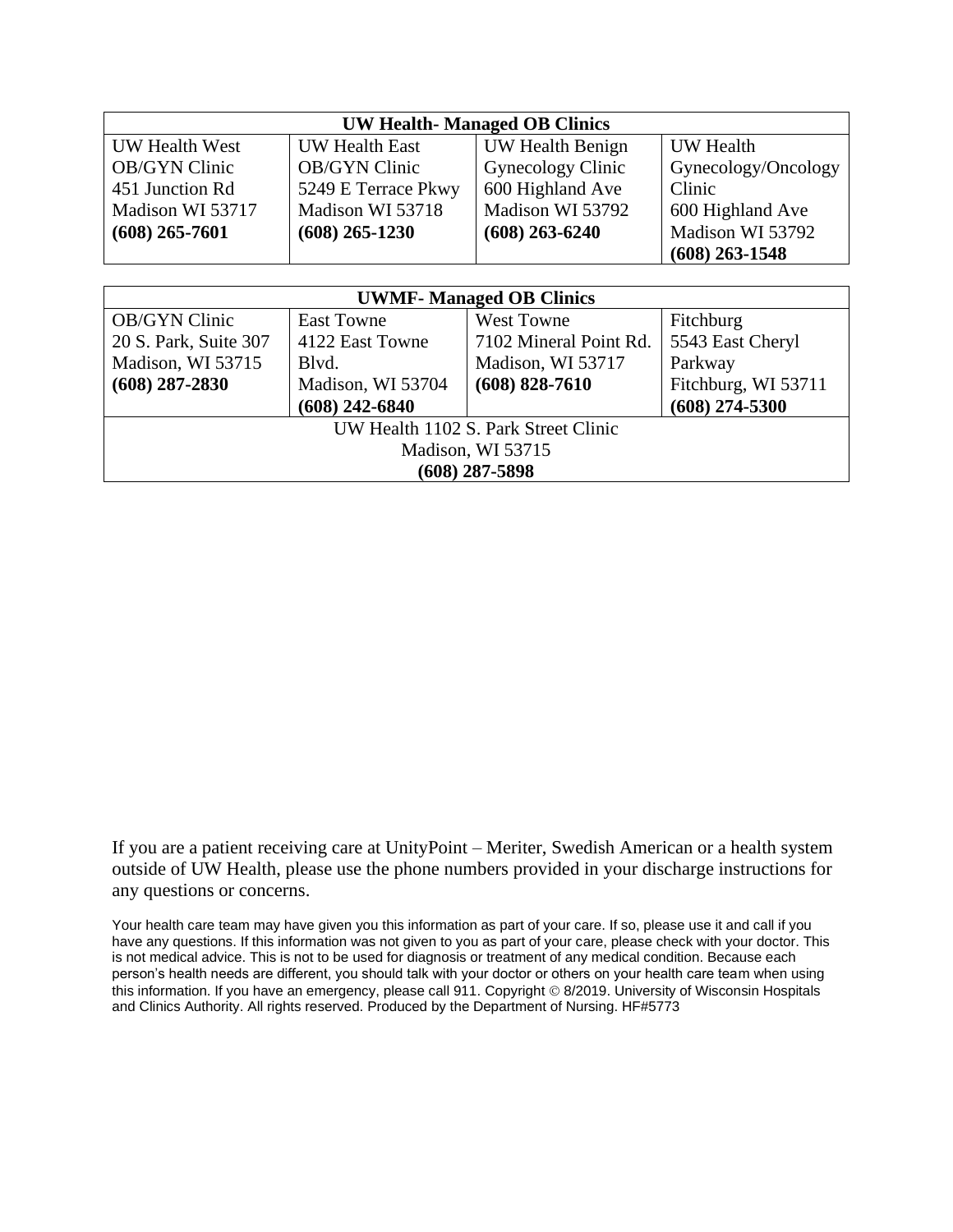| UW Health- Managed OB Clinics | | | |
|---|---|---|---|
| UW Health West OB/GYN Clinic 451 Junction Rd Madison WI 53717 **(608) 265-7601** | UW Health East OB/GYN Clinic 5249 E Terrace Pkwy Madison WI 53718 **(608) 265-1230** | UW Health Benign Gynecology Clinic 600 Highland Ave Madison WI 53792 **(608) 263-6240** | UW Health Gynecology/Oncology Clinic 600 Highland Ave Madison WI 53792 **(608) 263-1548** |

| UWMF- Managed OB Clinics | | | |
|---|---|---|---|
| OB/GYN Clinic 20 S. Park, Suite 307 Madison, WI 53715 **(608) 287-2830** | East Towne 4122 East Towne Blvd. Madison, WI 53704 **(608) 242-6840** | West Towne 7102 Mineral Point Rd. Madison, WI 53717 **(608) 828-7610** | Fitchburg 5543 East Cheryl Parkway Fitchburg, WI 53711 **(608) 274-5300** |
| UW Health 1102 S. Park Street Clinic Madison, WI 53715 **(608) 287-5898** | | | |

If you are a patient receiving care at UnityPoint – Meriter, Swedish American or a health system outside of UW Health, please use the phone numbers provided in your discharge instructions for any questions or concerns.

Your health care team may have given you this information as part of your care. If so, please use it and call if you have any questions. If this information was not given to you as part of your care, please check with your doctor. This is not medical advice. This is not to be used for diagnosis or treatment of any medical condition. Because each person's health needs are different, you should talk with your doctor or others on your health care team when using this information. If you have an emergency, please call 911. Copyright © 8/2019. University of Wisconsin Hospitals and Clinics Authority. All rights reserved. Produced by the Department of Nursing. HF#5773